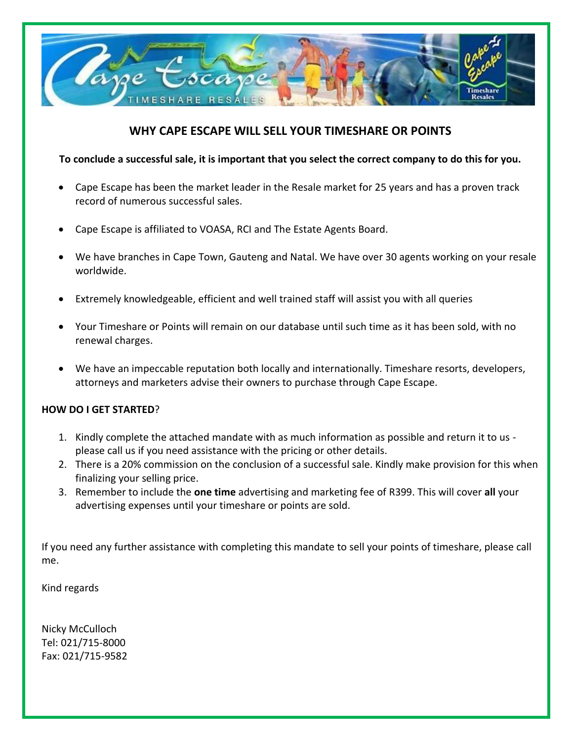## WHY CAPE ESCAPE WILL SELL YOUR TIMESHARE OR POINTS

**To conclude a successful sale, it is important that you select the correct company to do this for you.**

- Cape Escape has been the market leader in the Resale market for 25 years and has a proven track record of numerous successful sales.
- Cape Escape is affiliated to VOASA, RCI and The Estate Agents Board.
- We have branches in Cape Town, Gauteng and Natal. We have over 30 agents working on your resale worldwide.
- Extremely knowledgeable, efficient and well trained staff will assist you with all queries
- Your Timeshare or Points will remain on our database until such time as it has been sold, with no renewal charges.
- We have an impeccable reputation both locally and internationally. Timeshare resorts, developers, attorneys and marketers advise their owners to purchase through Cape Escape.

**HOW DO I GET STARTED**?

1. Kindly complete the attached mandate with as much information as possible and return it to us - please call us if you need assistance with the pricing or other details.
2. There is a 20% commission on the conclusion of a successful sale. Kindly make provision for this when finalizing your selling price.
3. Remember to include the **one time** advertising and marketing fee of R399. This will cover **all** your advertising expenses until your timeshare or points are sold.

If you need any further assistance with completing this mandate to sell your points of timeshare, please call me.

Kind regards

Nicky McCulloch
Tel: 021/715-8000
Fax: 021/715-9582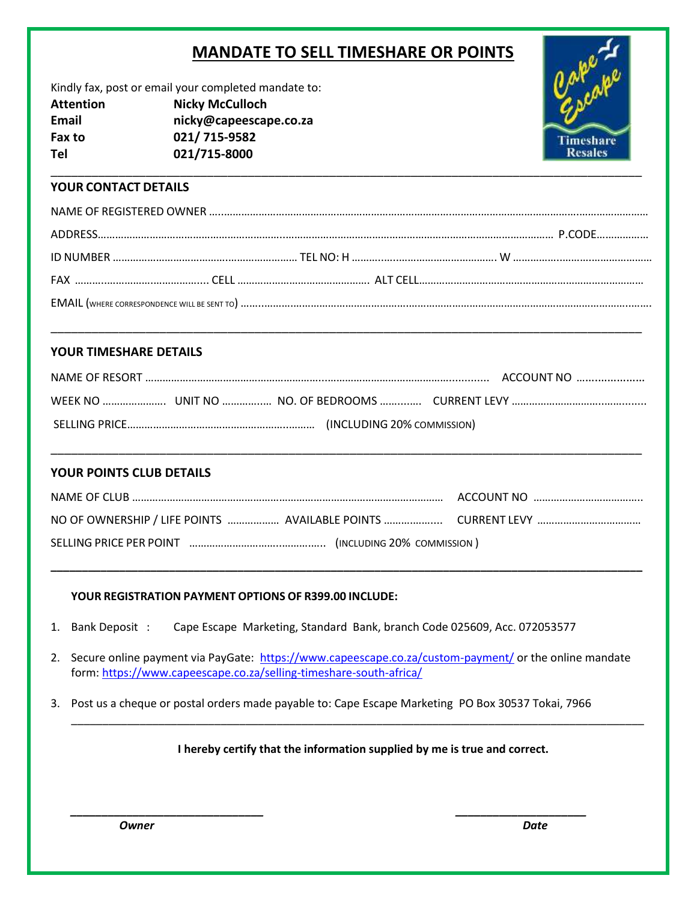# MANDATE TO SELL TIMESHARE OR POINTS

Kindly fax, post or email your completed mandate to:

| | |
|---|---|
| **Attention** | **Nicky McCulloch** |
| **Email** | **nicky@capeescape.co.za** |
| **Fax to** | **021/ 715-9582** |
| **Tel** | **021/715-8000** |

Cape Escape Timeshare Resales

---

## YOUR CONTACT DETAILS

NAME OF REGISTERED OWNER ……………………………………………………………………………………………………………

ADDRESS……………………………………………………………………………………………………………… P.CODE………………

ID NUMBER ………………………………………… TEL NO: H ……………………………………… W ………………………………………

FAX ……………………………………. CELL ……………………………………. ALT CELL………………………………………………………

EMAIL (WHERE CORRESPONDENCE WILL BE SENT TO) ……………………………………………………………………………………

---

## YOUR TIMESHARE DETAILS

NAME OF RESORT ……………………………………………………………………………… ACCOUNT NO …………………

WEEK NO …………………. UNIT NO ……………. NO. OF BEDROOMS ………… CURRENT LEVY ………………………………………

SELLING PRICE……………………………………………………… (INCLUDING 20% COMMISSION)

---

## YOUR POINTS CLUB DETAILS

NAME OF CLUB ……………………………………………………………………………… ACCOUNT NO ………………………………

NO OF OWNERSHIP / LIFE POINTS ……………… AVAILABLE POINTS ……………….. CURRENT LEVY ………………………………

SELLING PRICE PER POINT ……………………………………… (INCLUDING 20% COMMISSION )

---

**YOUR REGISTRATION PAYMENT OPTIONS OF R399.00 INCLUDE:**

1. Bank Deposit : Cape Escape Marketing, Standard Bank, branch Code 025609, Acc. 072053577
2. Secure online payment via PayGate: https://www.capeescape.co.za/custom-payment/ or the online mandate form: https://www.capeescape.co.za/selling-timeshare-south-africa/
3. Post us a cheque or postal orders made payable to: Cape Escape Marketing PO Box 30537 Tokai, 7966

---

**I hereby certify that the information supplied by me is true and correct.**

______________________________ ____________________

***Owner*** ***Date***